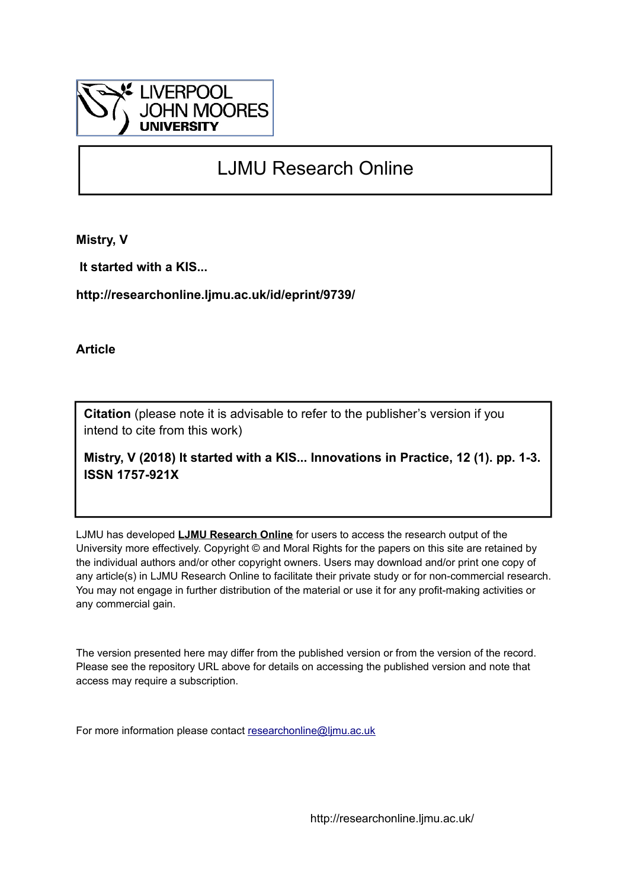LIVERPOOL JOHN MOORES UNIVERSITY

# LJMU Research Online

**Mistry, V**

**It started with a KIS...**

**http://researchonline.ljmu.ac.uk/id/eprint/9739/**

**Article**

**Citation** (please note it is advisable to refer to the publisher's version if you intend to cite from this work)

**Mistry, V (2018) It started with a KIS... Innovations in Practice, 12 (1). pp. 1-3. ISSN 1757-921X**

LJMU has developed **LJMU Research Online** for users to access the research output of the University more effectively. Copyright © and Moral Rights for the papers on this site are retained by the individual authors and/or other copyright owners. Users may download and/or print one copy of any article(s) in LJMU Research Online to facilitate their private study or for non-commercial research. You may not engage in further distribution of the material or use it for any profit-making activities or any commercial gain.

The version presented here may differ from the published version or from the version of the record. Please see the repository URL above for details on accessing the published version and note that access may require a subscription.

For more information please contact researchonline@ljmu.ac.uk

http://researchonline.ljmu.ac.uk/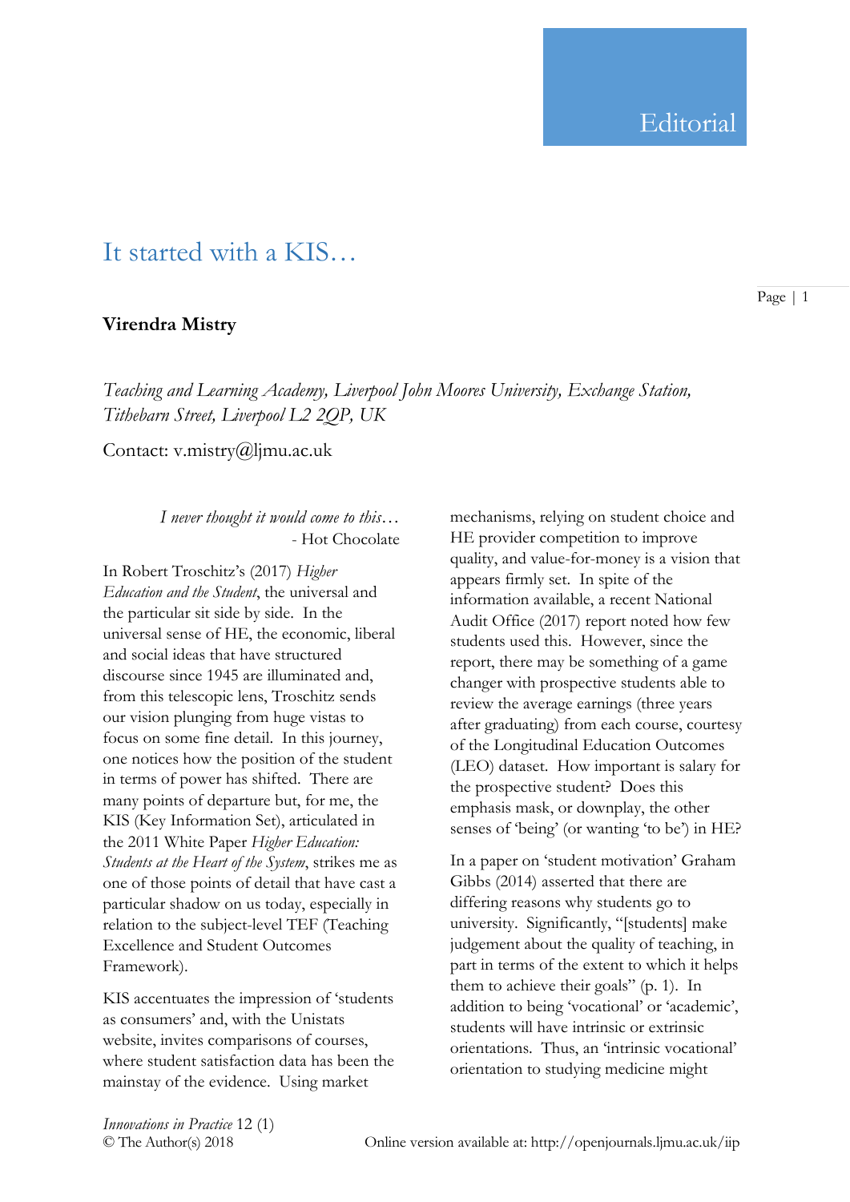Editorial

# It started with a KIS…

**Virendra Mistry**

*Teaching and Learning Academy, Liverpool John Moores University, Exchange Station, Tithebarn Street, Liverpool L2 2QP, UK*

Contact: v.mistry@ljmu.ac.uk

> *I never thought it would come to this…*
> - Hot Chocolate

In Robert Troschitz's (2017) *Higher Education and the Student*, the universal and the particular sit side by side. In the universal sense of HE, the economic, liberal and social ideas that have structured discourse since 1945 are illuminated and, from this telescopic lens, Troschitz sends our vision plunging from huge vistas to focus on some fine detail. In this journey, one notices how the position of the student in terms of power has shifted. There are many points of departure but, for me, the KIS (Key Information Set), articulated in the 2011 White Paper *Higher Education: Students at the Heart of the System*, strikes me as one of those points of detail that have cast a particular shadow on us today, especially in relation to the subject-level TEF (Teaching Excellence and Student Outcomes Framework).

KIS accentuates the impression of 'students as consumers' and, with the Unistats website, invites comparisons of courses, where student satisfaction data has been the mainstay of the evidence. Using market mechanisms, relying on student choice and HE provider competition to improve quality, and value-for-money is a vision that appears firmly set. In spite of the information available, a recent National Audit Office (2017) report noted how few students used this. However, since the report, there may be something of a game changer with prospective students able to review the average earnings (three years after graduating) from each course, courtesy of the Longitudinal Education Outcomes (LEO) dataset. How important is salary for the prospective student? Does this emphasis mask, or downplay, the other senses of 'being' (or wanting 'to be') in HE?

In a paper on 'student motivation' Graham Gibbs (2014) asserted that there are differing reasons why students go to university. Significantly, "[students] make judgement about the quality of teaching, in part in terms of the extent to which it helps them to achieve their goals" (p. 1). In addition to being 'vocational' or 'academic', students will have intrinsic or extrinsic orientations. Thus, an 'intrinsic vocational' orientation to studying medicine might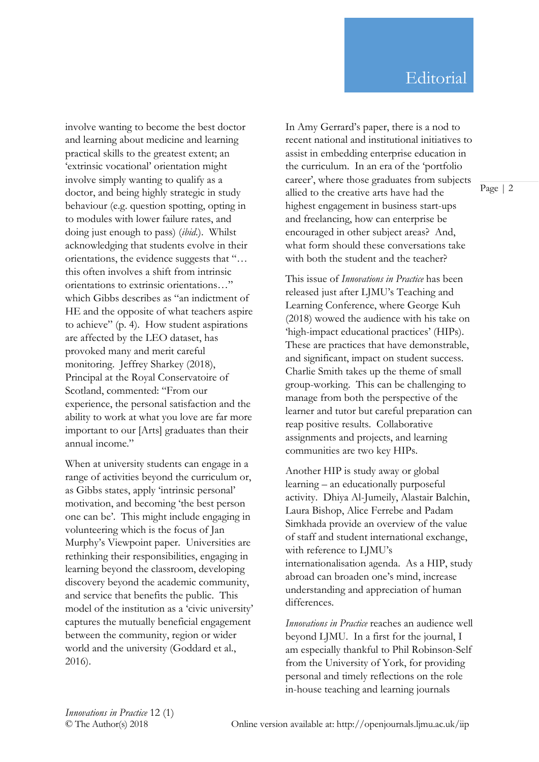involve wanting to become the best doctor and learning about medicine and learning practical skills to the greatest extent; an 'extrinsic vocational' orientation might involve simply wanting to qualify as a doctor, and being highly strategic in study behaviour (e.g. question spotting, opting in to modules with lower failure rates, and doing just enough to pass) (*ibid.*). Whilst acknowledging that students evolve in their orientations, the evidence suggests that "… this often involves a shift from intrinsic orientations to extrinsic orientations…" which Gibbs describes as "an indictment of HE and the opposite of what teachers aspire to achieve" (p. 4). How student aspirations are affected by the LEO dataset, has provoked many and merit careful monitoring. Jeffrey Sharkey (2018), Principal at the Royal Conservatoire of Scotland, commented: "From our experience, the personal satisfaction and the ability to work at what you love are far more important to our [Arts] graduates than their annual income."

When at university students can engage in a range of activities beyond the curriculum or, as Gibbs states, apply 'intrinsic personal' motivation, and becoming 'the best person one can be'. This might include engaging in volunteering which is the focus of Jan Murphy's Viewpoint paper. Universities are rethinking their responsibilities, engaging in learning beyond the classroom, developing discovery beyond the academic community, and service that benefits the public. This model of the institution as a 'civic university' captures the mutually beneficial engagement between the community, region or wider world and the university (Goddard et al., 2016).

In Amy Gerrard's paper, there is a nod to recent national and institutional initiatives to assist in embedding enterprise education in the curriculum. In an era of the 'portfolio career', where those graduates from subjects allied to the creative arts have had the highest engagement in business start-ups and freelancing, how can enterprise be encouraged in other subject areas? And, what form should these conversations take with both the student and the teacher?

This issue of *Innovations in Practice* has been released just after LJMU's Teaching and Learning Conference, where George Kuh (2018) wowed the audience with his take on 'high-impact educational practices' (HIPs). These are practices that have demonstrable, and significant, impact on student success. Charlie Smith takes up the theme of small group-working. This can be challenging to manage from both the perspective of the learner and tutor but careful preparation can reap positive results. Collaborative assignments and projects, and learning communities are two key HIPs.

Another HIP is study away or global learning – an educationally purposeful activity. Dhiya Al-Jumeily, Alastair Balchin, Laura Bishop, Alice Ferrebe and Padam Simkhada provide an overview of the value of staff and student international exchange, with reference to LJMU's internationalisation agenda. As a HIP, study abroad can broaden one's mind, increase understanding and appreciation of human differences.

*Innovations in Practice* reaches an audience well beyond LJMU. In a first for the journal, I am especially thankful to Phil Robinson-Self from the University of York, for providing personal and timely reflections on the role in-house teaching and learning journals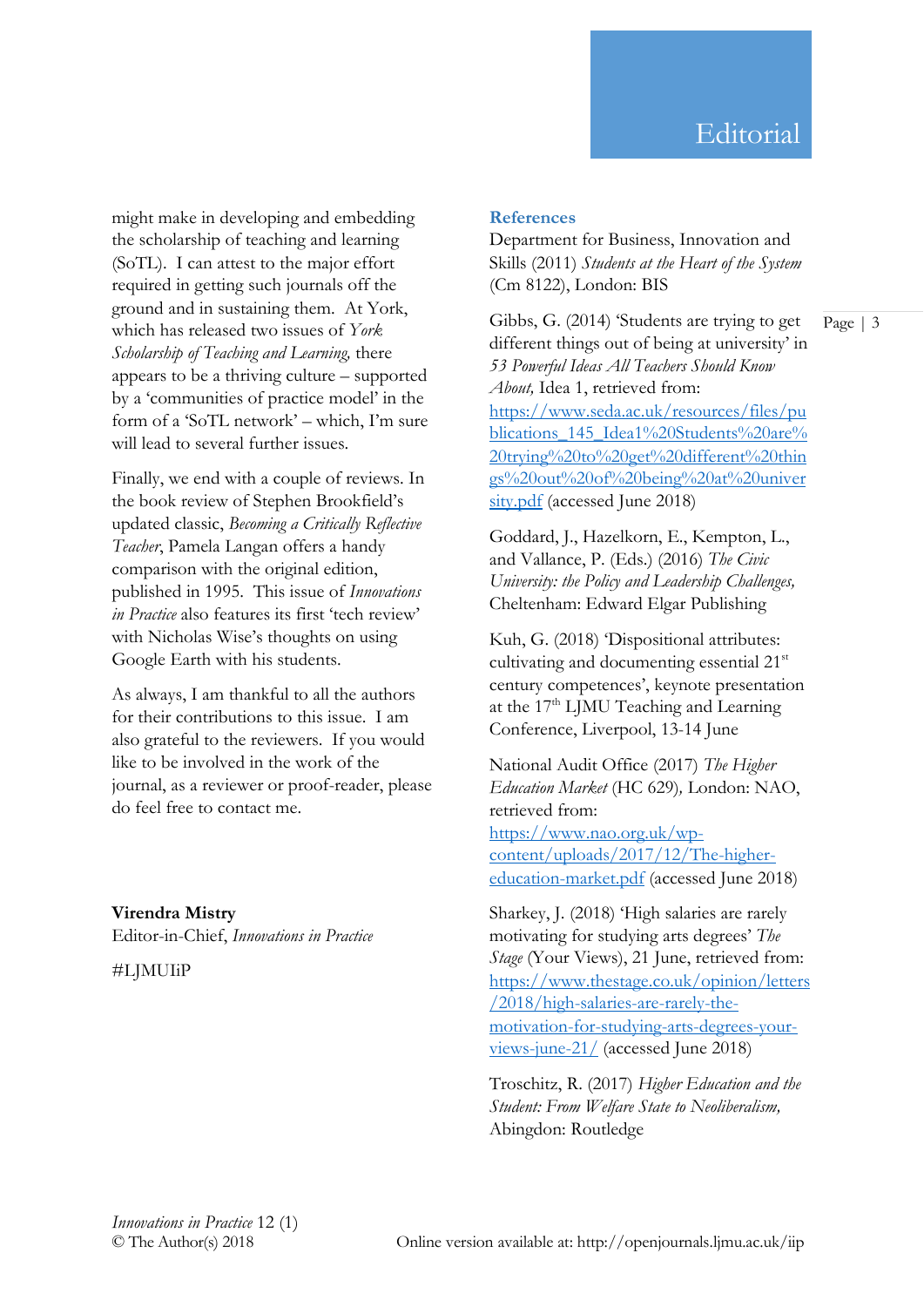might make in developing and embedding the scholarship of teaching and learning (SoTL). I can attest to the major effort required in getting such journals off the ground and in sustaining them. At York, which has released two issues of *York Scholarship of Teaching and Learning,* there appears to be a thriving culture – supported by a 'communities of practice model' in the form of a 'SoTL network' – which, I'm sure will lead to several further issues.

Finally, we end with a couple of reviews. In the book review of Stephen Brookfield's updated classic, *Becoming a Critically Reflective Teacher*, Pamela Langan offers a handy comparison with the original edition, published in 1995. This issue of *Innovations in Practice* also features its first 'tech review' with Nicholas Wise's thoughts on using Google Earth with his students.

As always, I am thankful to all the authors for their contributions to this issue. I am also grateful to the reviewers. If you would like to be involved in the work of the journal, as a reviewer or proof-reader, please do feel free to contact me.

**Virendra Mistry**
Editor-in-Chief, *Innovations in Practice*

#LJMUIiP

## References

Department for Business, Innovation and Skills (2011) *Students at the Heart of the System* (Cm 8122), London: BIS

Gibbs, G. (2014) 'Students are trying to get different things out of being at university' in *53 Powerful Ideas All Teachers Should Know About,* Idea 1, retrieved from: https://www.seda.ac.uk/resources/files/publications_145_Idea1%20Students%20are%20trying%20to%20get%20different%20things%20out%20of%20being%20at%20university.pdf (accessed June 2018)

Goddard, J., Hazelkorn, E., Kempton, L., and Vallance, P. (Eds.) (2016) *The Civic University: the Policy and Leadership Challenges,* Cheltenham: Edward Elgar Publishing

Kuh, G. (2018) 'Dispositional attributes: cultivating and documenting essential 21st century competences', keynote presentation at the 17th LJMU Teaching and Learning Conference, Liverpool, 13-14 June

National Audit Office (2017) *The Higher Education Market* (HC 629)*,* London: NAO, retrieved from: https://www.nao.org.uk/wp-content/uploads/2017/12/The-higher-education-market.pdf (accessed June 2018)

Sharkey, J. (2018) 'High salaries are rarely motivating for studying arts degrees' *The Stage* (Your Views), 21 June, retrieved from: https://www.thestage.co.uk/opinion/letters/2018/high-salaries-are-rarely-the-motivation-for-studying-arts-degrees-your-views-june-21/ (accessed June 2018)

Troschitz, R. (2017) *Higher Education and the Student: From Welfare State to Neoliberalism,* Abingdon: Routledge